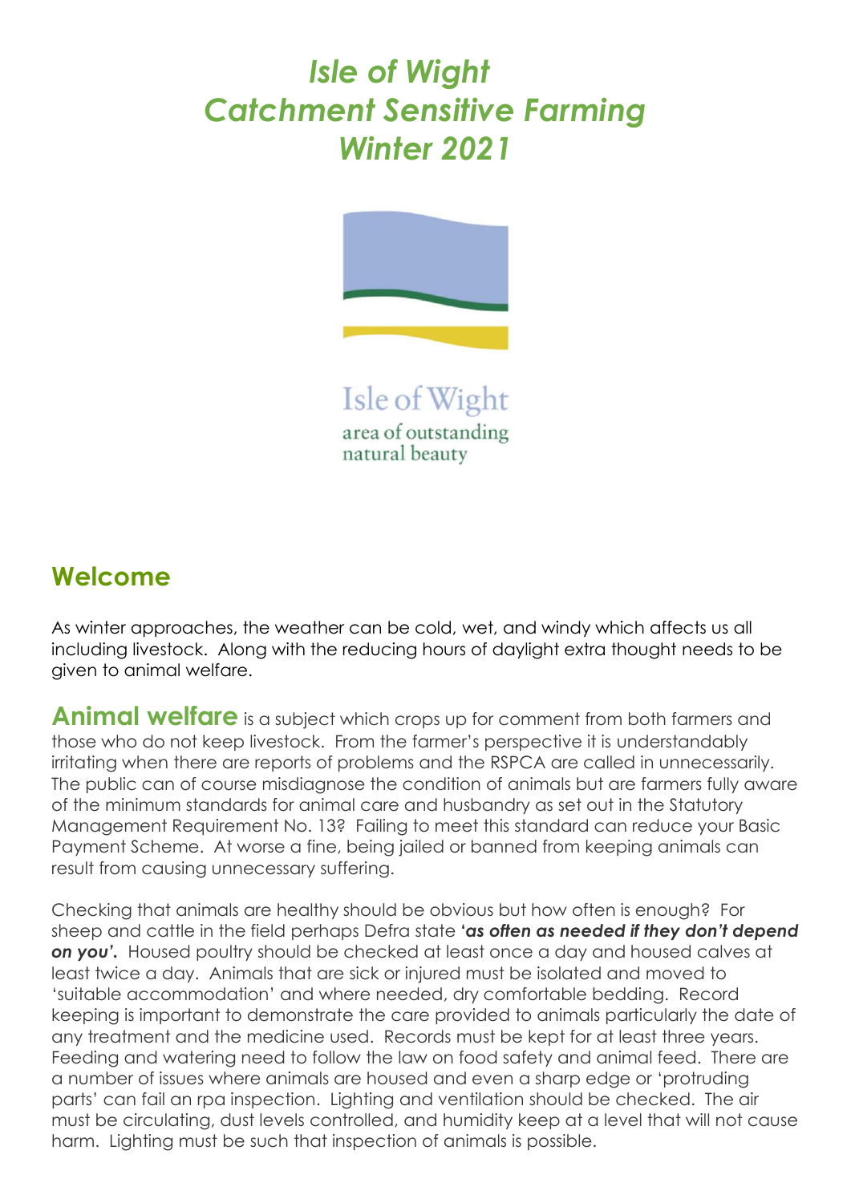# *Isle of Wight Catchment Sensitive Farming Winter 2021*

Isle of Wight
area of outstanding
natural beauty

## Welcome

As winter approaches, the weather can be cold, wet, and windy which affects us all including livestock. Along with the reducing hours of daylight extra thought needs to be given to animal welfare.

**Animal welfare** is a subject which crops up for comment from both farmers and those who do not keep livestock. From the farmer's perspective it is understandably irritating when there are reports of problems and the RSPCA are called in unnecessarily. The public can of course misdiagnose the condition of animals but are farmers fully aware of the minimum standards for animal care and husbandry as set out in the Statutory Management Requirement No. 13? Failing to meet this standard can reduce your Basic Payment Scheme. At worse a fine, being jailed or banned from keeping animals can result from causing unnecessary suffering.

Checking that animals are healthy should be obvious but how often is enough? For sheep and cattle in the field perhaps Defra state ***'as often as needed if they don't depend on you'.*** Housed poultry should be checked at least once a day and housed calves at least twice a day. Animals that are sick or injured must be isolated and moved to 'suitable accommodation' and where needed, dry comfortable bedding. Record keeping is important to demonstrate the care provided to animals particularly the date of any treatment and the medicine used. Records must be kept for at least three years. Feeding and watering need to follow the law on food safety and animal feed. There are a number of issues where animals are housed and even a sharp edge or 'protruding parts' can fail an rpa inspection. Lighting and ventilation should be checked. The air must be circulating, dust levels controlled, and humidity keep at a level that will not cause harm. Lighting must be such that inspection of animals is possible.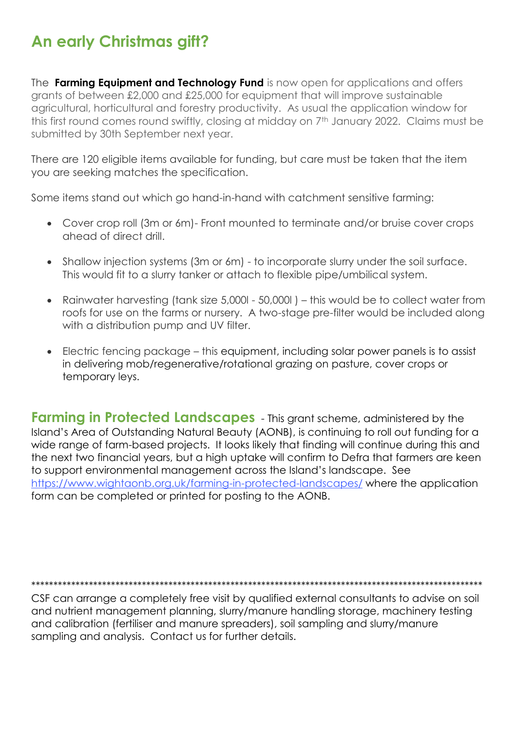# An early Christmas gift?

The **Farming Equipment and Technology Fund** is now open for applications and offers grants of between £2,000 and £25,000 for equipment that will improve sustainable agricultural, horticultural and forestry productivity. As usual the application window for this first round comes round swiftly, closing at midday on 7th January 2022. Claims must be submitted by 30th September next year.

There are 120 eligible items available for funding, but care must be taken that the item you are seeking matches the specification.

Some items stand out which go hand-in-hand with catchment sensitive farming:

- Cover crop roll (3m or 6m)- Front mounted to terminate and/or bruise cover crops ahead of direct drill.
- Shallow injection systems (3m or 6m) - to incorporate slurry under the soil surface. This would fit to a slurry tanker or attach to flexible pipe/umbilical system.
- Rainwater harvesting (tank size 5,000l - 50,000l ) – this would be to collect water from roofs for use on the farms or nursery. A two-stage pre-filter would be included along with a distribution pump and UV filter.
- Electric fencing package – this equipment, including solar power panels is to assist in delivering mob/regenerative/rotational grazing on pasture, cover crops or temporary leys.

**Farming in Protected Landscapes** - This grant scheme, administered by the Island's Area of Outstanding Natural Beauty (AONB), is continuing to roll out funding for a wide range of farm-based projects. It looks likely that finding will continue during this and the next two financial years, but a high uptake will confirm to Defra that farmers are keen to support environmental management across the Island's landscape. See https://www.wightaonb.org.uk/farming-in-protected-landscapes/ where the application form can be completed or printed for posting to the AONB.

*******************************************************************************************************

CSF can arrange a completely free visit by qualified external consultants to advise on soil and nutrient management planning, slurry/manure handling storage, machinery testing and calibration (fertiliser and manure spreaders), soil sampling and slurry/manure sampling and analysis. Contact us for further details.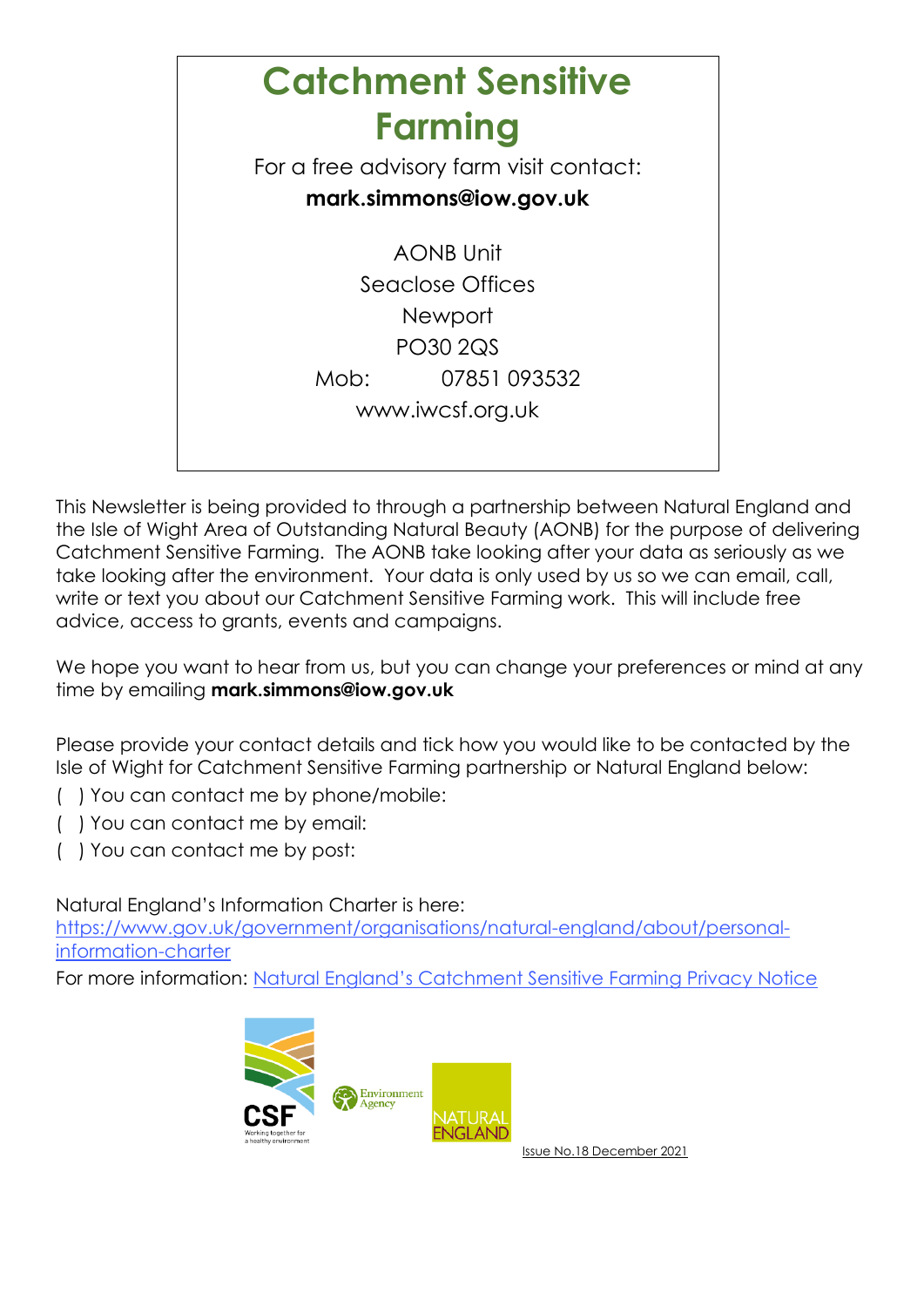# Catchment Sensitive Farming

For a free advisory farm visit contact:

**mark.simmons@iow.gov.uk**

AONB Unit
Seaclose Offices
Newport
PO30 2QS
Mob: 07851 093532
www.iwcsf.org.uk

This Newsletter is being provided to through a partnership between Natural England and the Isle of Wight Area of Outstanding Natural Beauty (AONB) for the purpose of delivering Catchment Sensitive Farming. The AONB take looking after your data as seriously as we take looking after the environment. Your data is only used by us so we can email, call, write or text you about our Catchment Sensitive Farming work. This will include free advice, access to grants, events and campaigns.

We hope you want to hear from us, but you can change your preferences or mind at any time by emailing **mark.simmons@iow.gov.uk**

Please provide your contact details and tick how you would like to be contacted by the Isle of Wight for Catchment Sensitive Farming partnership or Natural England below:

( ) You can contact me by phone/mobile:
( ) You can contact me by email:
( ) You can contact me by post:

Natural England's Information Charter is here:
[https://www.gov.uk/government/organisations/natural-england/about/personal-information-charter](https://www.gov.uk/government/organisations/natural-england/about/personal-information-charter)

For more information: [Natural England's Catchment Sensitive Farming Privacy Notice]()

CSF
Working together for a healthy environment

Environment Agency

NATURAL ENGLAND

Issue No.18 December 2021